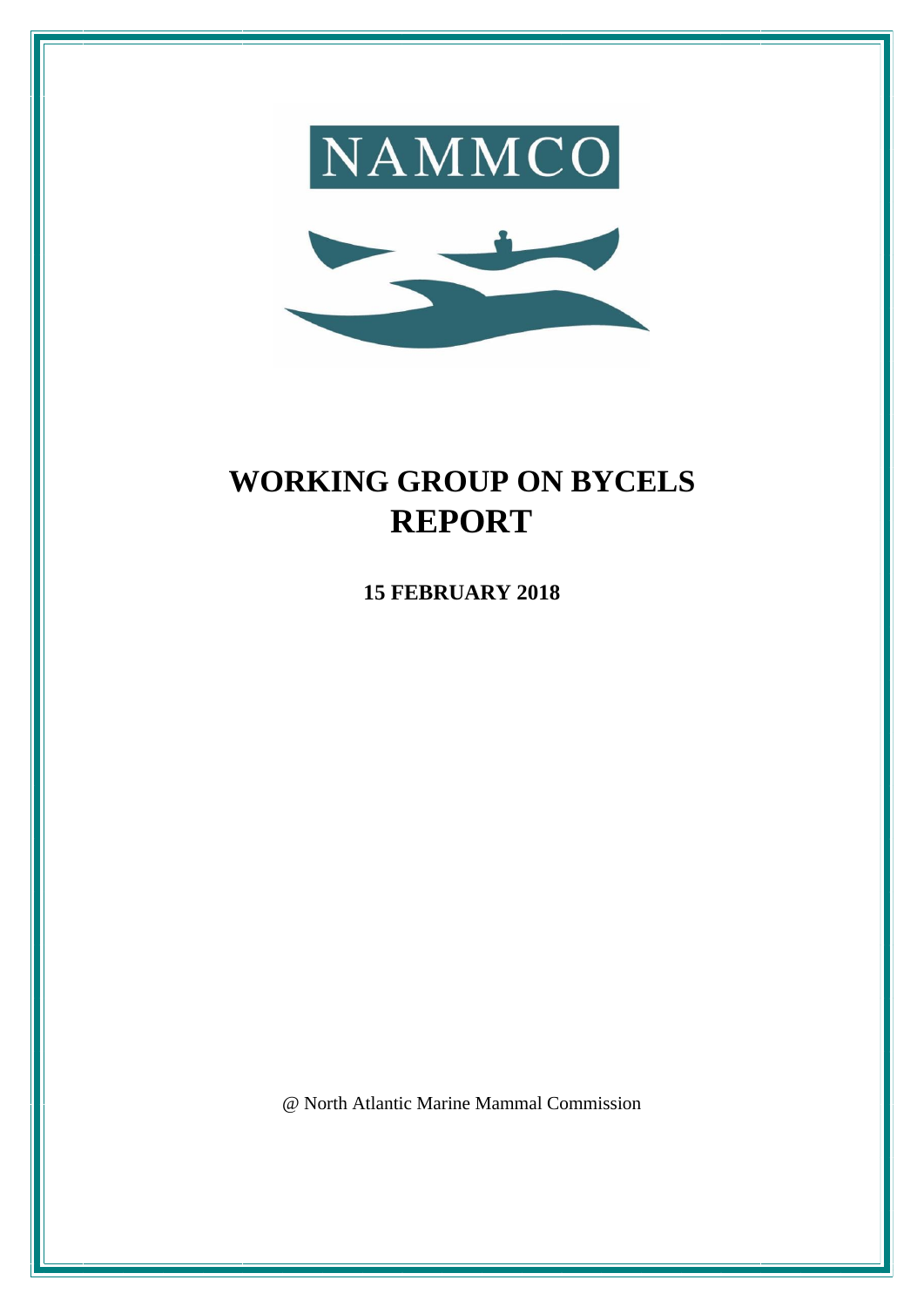NAMMCO

# WORKING GROUP ON BYCELS REPORT

**15 FEBRUARY 2018**

@ North Atlantic Marine Mammal Commission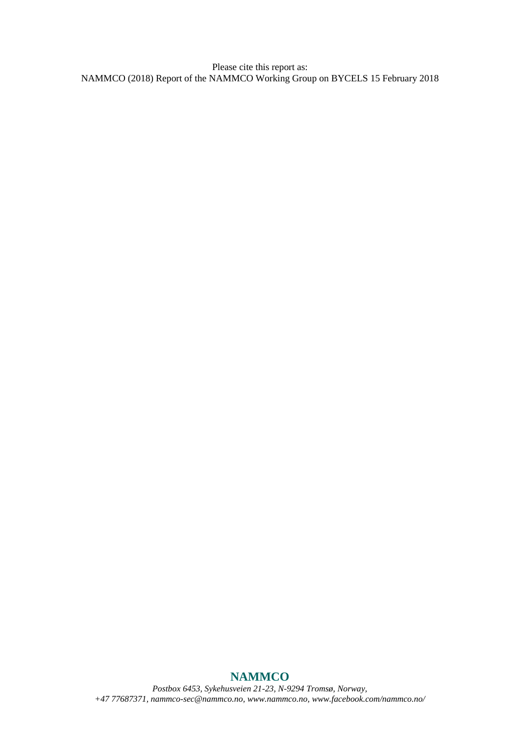Please cite this report as:
NAMMCO (2018) Report of the NAMMCO Working Group on BYCELS 15 February 2018

**NAMMCO**

*Postbox 6453, Sykehusveien 21-23, N-9294 Tromsø, Norway,*
*+47 77687371, nammco-sec@nammco.no, www.nammco.no, www.facebook.com/nammco.no/*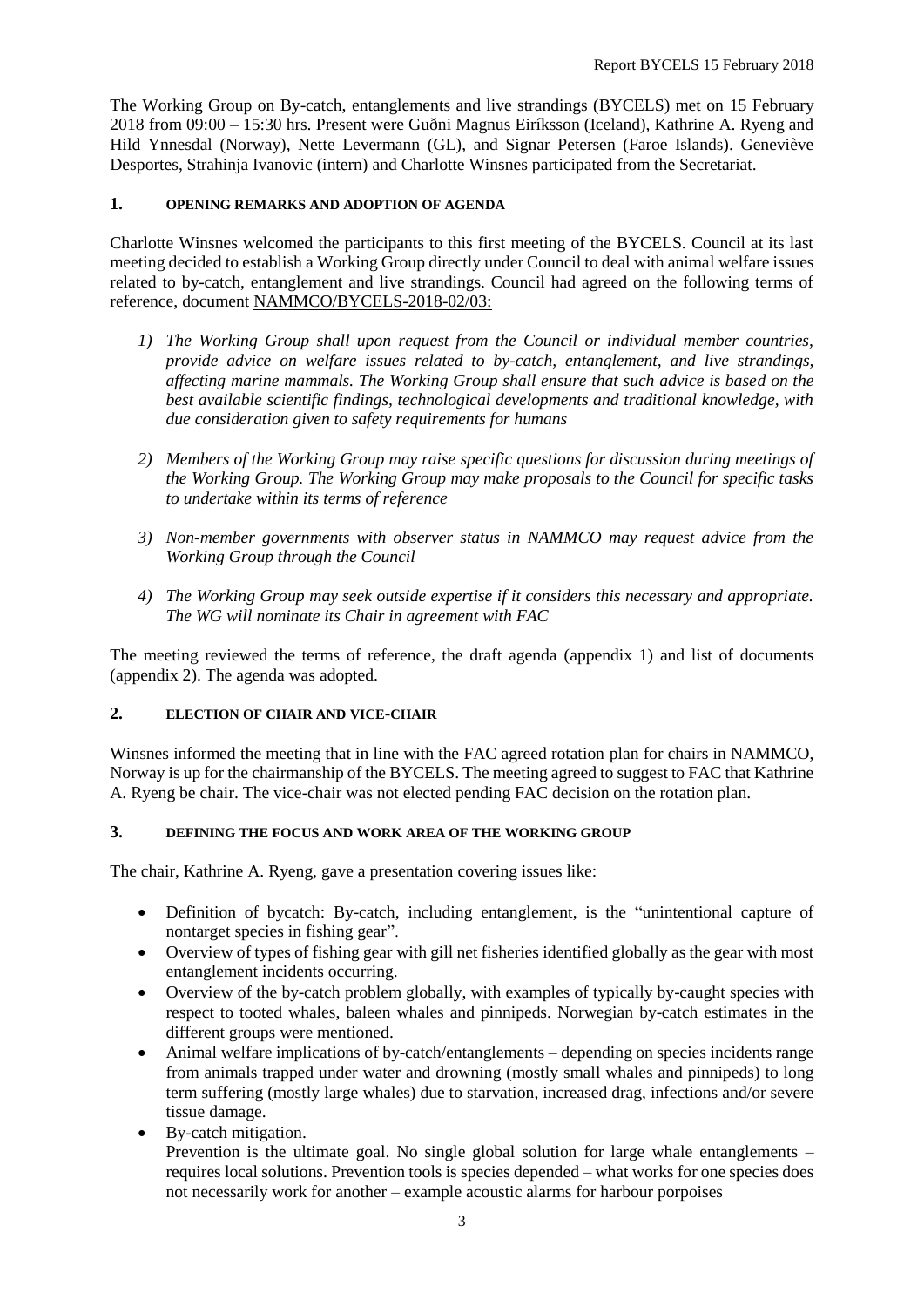The Working Group on By-catch, entanglements and live strandings (BYCELS) met on 15 February 2018 from 09:00 – 15:30 hrs. Present were Guðni Magnus Eiríksson (Iceland), Kathrine A. Ryeng and Hild Ynnesdal (Norway), Nette Levermann (GL), and Signar Petersen (Faroe Islands). Geneviève Desportes, Strahinja Ivanovic (intern) and Charlotte Winsnes participated from the Secretariat.

## 1. OPENING REMARKS AND ADOPTION OF AGENDA

Charlotte Winsnes welcomed the participants to this first meeting of the BYCELS. Council at its last meeting decided to establish a Working Group directly under Council to deal with animal welfare issues related to by-catch, entanglement and live strandings. Council had agreed on the following terms of reference, document NAMMCO/BYCELS-2018-02/03:

1) *The Working Group shall upon request from the Council or individual member countries, provide advice on welfare issues related to by-catch, entanglement, and live strandings, affecting marine mammals. The Working Group shall ensure that such advice is based on the best available scientific findings, technological developments and traditional knowledge, with due consideration given to safety requirements for humans*

2) *Members of the Working Group may raise specific questions for discussion during meetings of the Working Group. The Working Group may make proposals to the Council for specific tasks to undertake within its terms of reference*

3) *Non-member governments with observer status in NAMMCO may request advice from the Working Group through the Council*

4) *The Working Group may seek outside expertise if it considers this necessary and appropriate. The WG will nominate its Chair in agreement with FAC*

The meeting reviewed the terms of reference, the draft agenda (appendix 1) and list of documents (appendix 2). The agenda was adopted.

## 2. ELECTION OF CHAIR AND VICE-CHAIR

Winsnes informed the meeting that in line with the FAC agreed rotation plan for chairs in NAMMCO, Norway is up for the chairmanship of the BYCELS. The meeting agreed to suggest to FAC that Kathrine A. Ryeng be chair. The vice-chair was not elected pending FAC decision on the rotation plan.

## 3. DEFINING THE FOCUS AND WORK AREA OF THE WORKING GROUP

The chair, Kathrine A. Ryeng, gave a presentation covering issues like:

- Definition of bycatch: By-catch, including entanglement, is the "unintentional capture of nontarget species in fishing gear".
- Overview of types of fishing gear with gill net fisheries identified globally as the gear with most entanglement incidents occurring.
- Overview of the by-catch problem globally, with examples of typically by-caught species with respect to tooted whales, baleen whales and pinnipeds. Norwegian by-catch estimates in the different groups were mentioned.
- Animal welfare implications of by-catch/entanglements – depending on species incidents range from animals trapped under water and drowning (mostly small whales and pinnipeds) to long term suffering (mostly large whales) due to starvation, increased drag, infections and/or severe tissue damage.
- By-catch mitigation.
  Prevention is the ultimate goal. No single global solution for large whale entanglements – requires local solutions. Prevention tools is species depended – what works for one species does not necessarily work for another – example acoustic alarms for harbour porpoises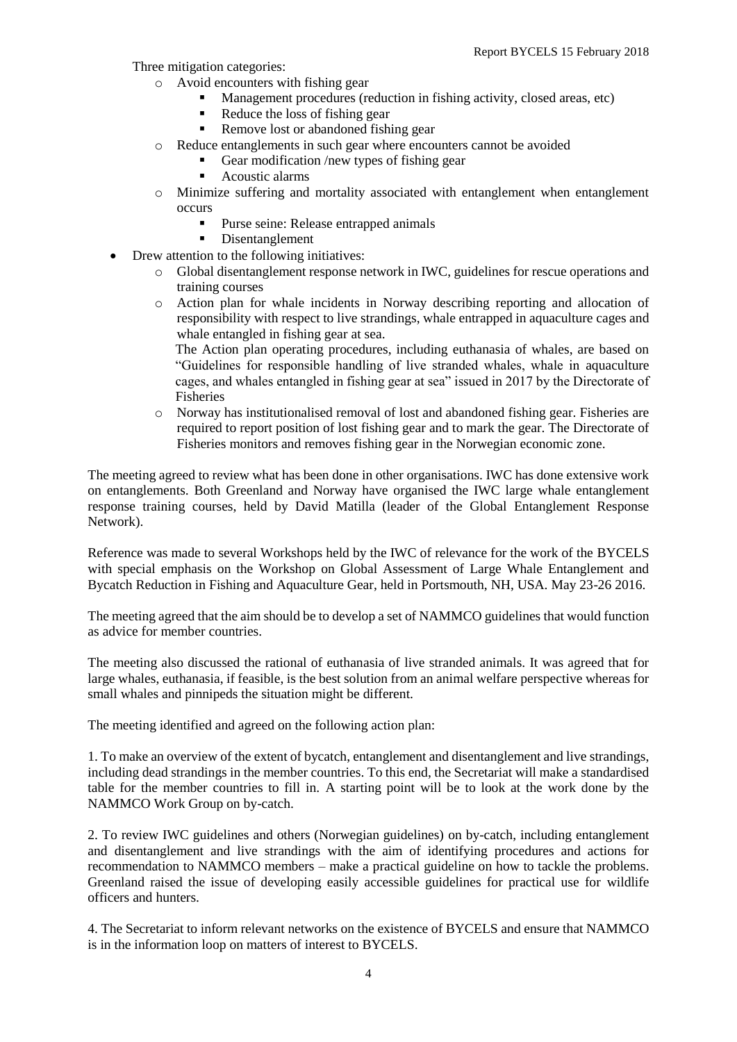Three mitigation categories:

- Avoid encounters with fishing gear
    - Management procedures (reduction in fishing activity, closed areas, etc)
    - Reduce the loss of fishing gear
    - Remove lost or abandoned fishing gear
- Reduce entanglements in such gear where encounters cannot be avoided
    - Gear modification /new types of fishing gear
    - Acoustic alarms
- Minimize suffering and mortality associated with entanglement when entanglement occurs
    - Purse seine: Release entrapped animals
    - Disentanglement

- Drew attention to the following initiatives:
    - Global disentanglement response network in IWC, guidelines for rescue operations and training courses
    - Action plan for whale incidents in Norway describing reporting and allocation of responsibility with respect to live strandings, whale entrapped in aquaculture cages and whale entangled in fishing gear at sea.

      The Action plan operating procedures, including euthanasia of whales, are based on "Guidelines for responsible handling of live stranded whales, whale in aquaculture cages, and whales entangled in fishing gear at sea" issued in 2017 by the Directorate of Fisheries
    - Norway has institutionalised removal of lost and abandoned fishing gear. Fisheries are required to report position of lost fishing gear and to mark the gear. The Directorate of Fisheries monitors and removes fishing gear in the Norwegian economic zone.

The meeting agreed to review what has been done in other organisations. IWC has done extensive work on entanglements. Both Greenland and Norway have organised the IWC large whale entanglement response training courses, held by David Matilla (leader of the Global Entanglement Response Network).

Reference was made to several Workshops held by the IWC of relevance for the work of the BYCELS with special emphasis on the Workshop on Global Assessment of Large Whale Entanglement and Bycatch Reduction in Fishing and Aquaculture Gear, held in Portsmouth, NH, USA. May 23-26 2016.

The meeting agreed that the aim should be to develop a set of NAMMCO guidelines that would function as advice for member countries.

The meeting also discussed the rational of euthanasia of live stranded animals. It was agreed that for large whales, euthanasia, if feasible, is the best solution from an animal welfare perspective whereas for small whales and pinnipeds the situation might be different.

The meeting identified and agreed on the following action plan:

1. To make an overview of the extent of bycatch, entanglement and disentanglement and live strandings, including dead strandings in the member countries. To this end, the Secretariat will make a standardised table for the member countries to fill in. A starting point will be to look at the work done by the NAMMCO Work Group on by-catch.

2. To review IWC guidelines and others (Norwegian guidelines) on by-catch, including entanglement and disentanglement and live strandings with the aim of identifying procedures and actions for recommendation to NAMMCO members – make a practical guideline on how to tackle the problems. Greenland raised the issue of developing easily accessible guidelines for practical use for wildlife officers and hunters.

4. The Secretariat to inform relevant networks on the existence of BYCELS and ensure that NAMMCO is in the information loop on matters of interest to BYCELS.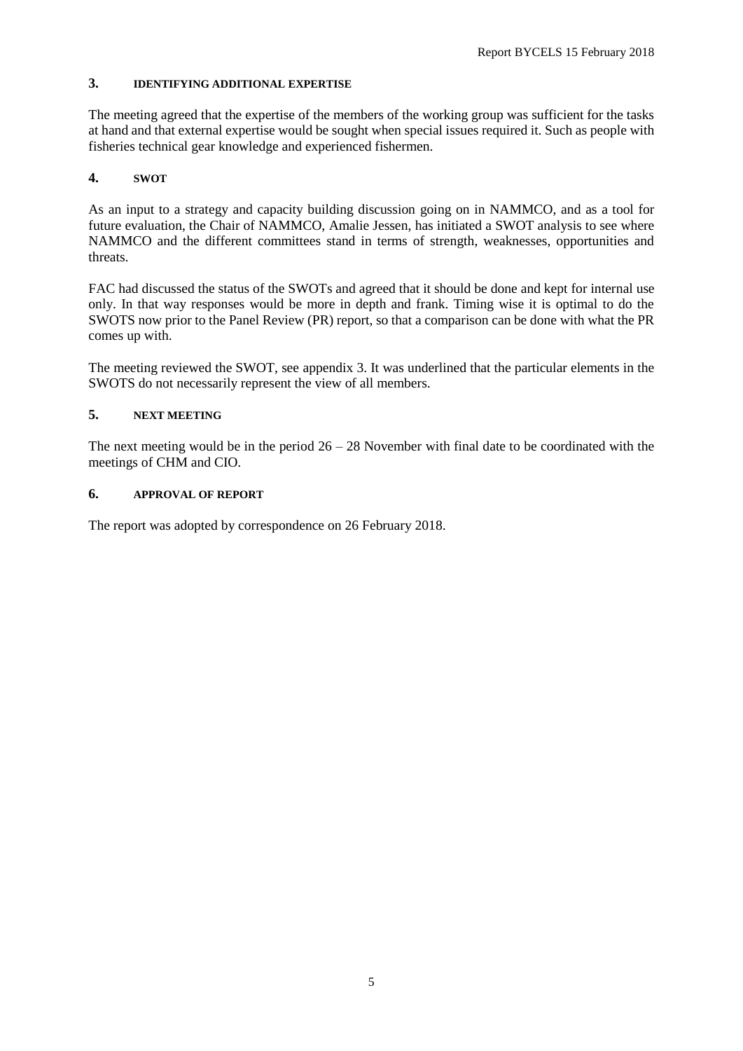## 3. IDENTIFYING ADDITIONAL EXPERTISE

The meeting agreed that the expertise of the members of the working group was sufficient for the tasks at hand and that external expertise would be sought when special issues required it. Such as people with fisheries technical gear knowledge and experienced fishermen.

## 4. SWOT

As an input to a strategy and capacity building discussion going on in NAMMCO, and as a tool for future evaluation, the Chair of NAMMCO, Amalie Jessen, has initiated a SWOT analysis to see where NAMMCO and the different committees stand in terms of strength, weaknesses, opportunities and threats.

FAC had discussed the status of the SWOTs and agreed that it should be done and kept for internal use only. In that way responses would be more in depth and frank. Timing wise it is optimal to do the SWOTS now prior to the Panel Review (PR) report, so that a comparison can be done with what the PR comes up with.

The meeting reviewed the SWOT, see appendix 3. It was underlined that the particular elements in the SWOTS do not necessarily represent the view of all members.

## 5. NEXT MEETING

The next meeting would be in the period 26 – 28 November with final date to be coordinated with the meetings of CHM and CIO.

## 6. APPROVAL OF REPORT

The report was adopted by correspondence on 26 February 2018.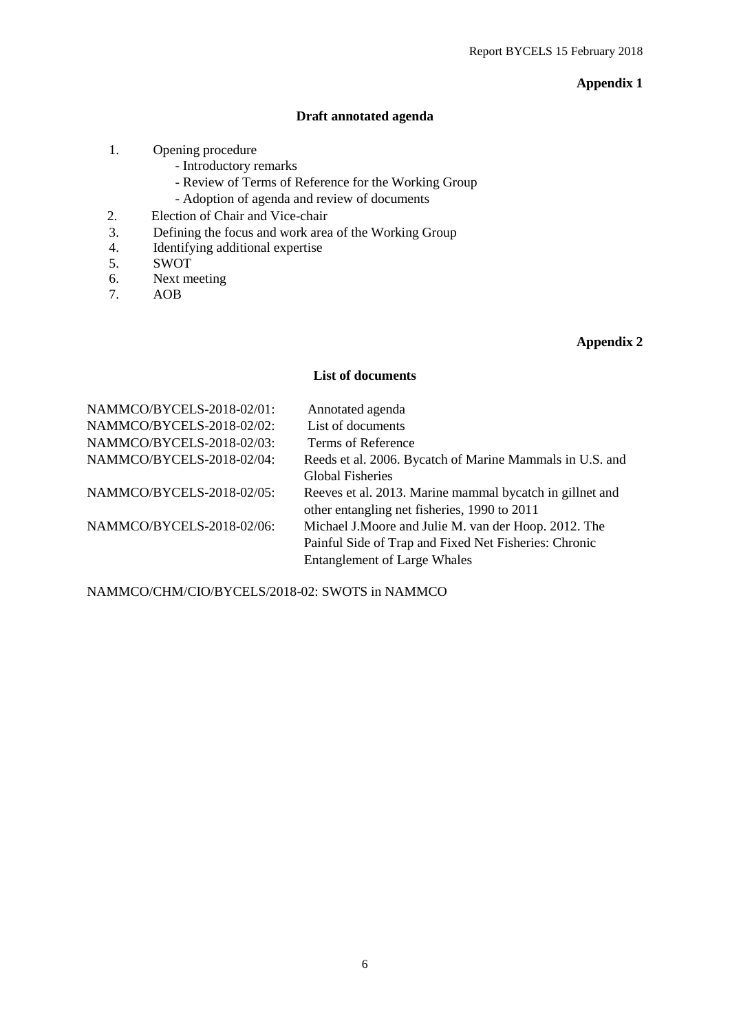**Appendix 1**

## Draft annotated agenda

1. Opening procedure
    - Introductory remarks
    - Review of Terms of Reference for the Working Group
    - Adoption of agenda and review of documents
2. Election of Chair and Vice-chair
3. Defining the focus and work area of the Working Group
4. Identifying additional expertise
5. SWOT
6. Next meeting
7. AOB

**Appendix 2**

## List of documents

| | |
|---|---|
| NAMMCO/BYCELS-2018-02/01: | Annotated agenda |
| NAMMCO/BYCELS-2018-02/02: | List of documents |
| NAMMCO/BYCELS-2018-02/03: | Terms of Reference |
| NAMMCO/BYCELS-2018-02/04: | Reeds et al. 2006. Bycatch of Marine Mammals in U.S. and Global Fisheries |
| NAMMCO/BYCELS-2018-02/05: | Reeves et al. 2013. Marine mammal bycatch in gillnet and other entangling net fisheries, 1990 to 2011 |
| NAMMCO/BYCELS-2018-02/06: | Michael J.Moore and Julie M. van der Hoop. 2012. The Painful Side of Trap and Fixed Net Fisheries: Chronic Entanglement of Large Whales |

NAMMCO/CHM/CIO/BYCELS/2018-02: SWOTS in NAMMCO